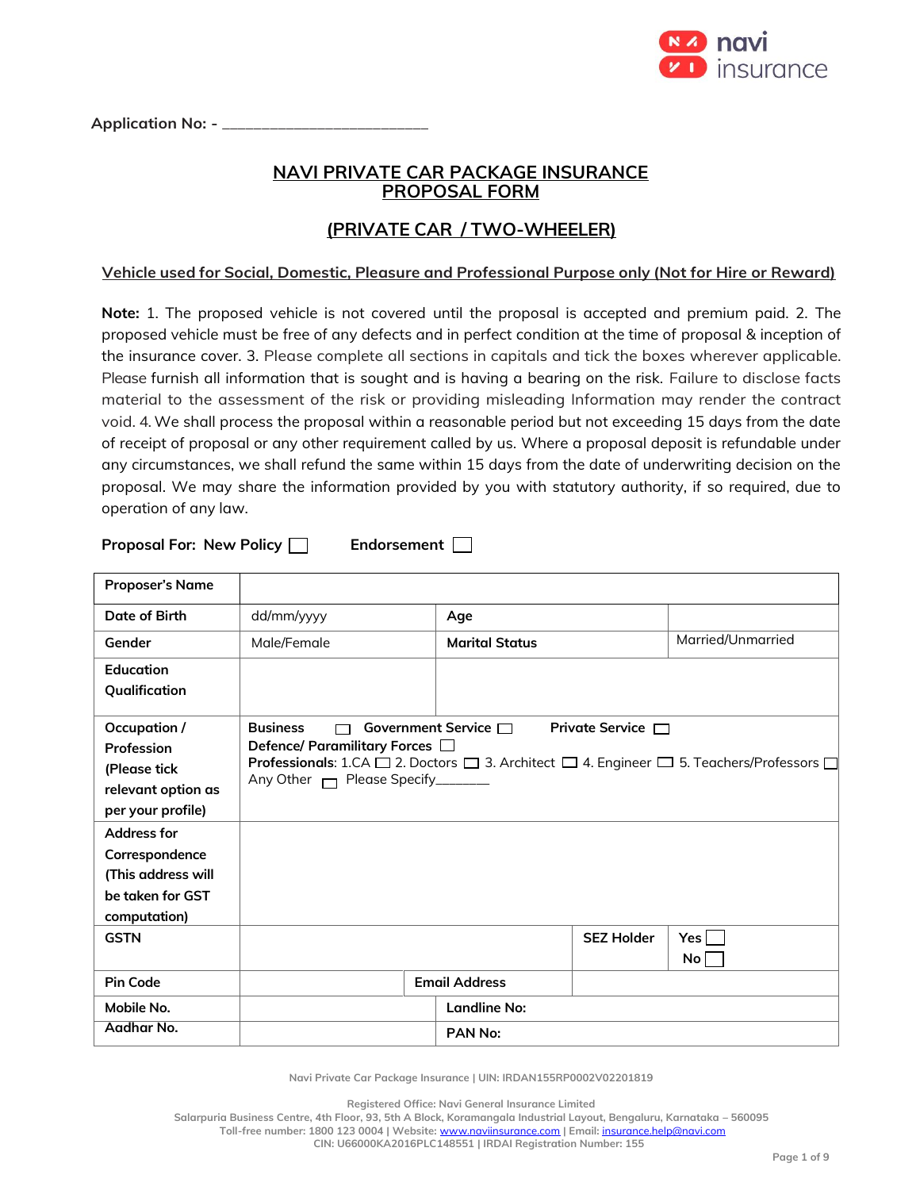Application No: - ________________________

# NAVI PRIVATE CAR PACKAGE INSURANCE PROPOSAL FORM

## (PRIVATE CAR / TWO-WHEELER)

**Vehicle used for Social, Domestic, Pleasure and Professional Purpose only (Not for Hire or Reward)**

**Note:** 1. The proposed vehicle is not covered until the proposal is accepted and premium paid. 2. The proposed vehicle must be free of any defects and in perfect condition at the time of proposal & inception of the insurance cover. 3. Please complete all sections in capitals and tick the boxes wherever applicable. Please furnish all information that is sought and is having a bearing on the risk. Failure to disclose facts material to the assessment of the risk or providing misleading Information may render the contract void. 4. We shall process the proposal within a reasonable period but not exceeding 15 days from the date of receipt of proposal or any other requirement called by us. Where a proposal deposit is refundable under any circumstances, we shall refund the same within 15 days from the date of underwriting decision on the proposal. We may share the information provided by you with statutory authority, if so required, due to operation of any law.

**Proposal For: New Policy** ☐ **Endorsement** ☐

| **Proposer's Name** | | | |
|---|---|---|---|
| **Date of Birth** | dd/mm/yyyy | Age | |
| **Gender** | Male/Female | **Marital Status** | Married/Unmarried |
| **Education Qualification** | | | |
| **Occupation / Profession (Please tick relevant option as per your profile)** | **Business** ☐ **Government Service** ☐ **Private Service** ☐ **Defence/ Paramilitary Forces** ☐ **Professionals**: 1.CA ☐ 2. Doctors ☐ 3. Architect ☐ 4. Engineer ☐ 5. Teachers/Professors ☐ Any Other ☐ Please Specify_______ | | |
| **Address for Correspondence (This address will be taken for GST computation)** | | | |
| **GSTN** | | **SEZ Holder** | Yes ☐ No ☐ |
| **Pin Code** | | **Email Address** | |
| **Mobile No.** | | **Landline No:** | |
| **Aadhar No.** | | **PAN No:** | |

Navi Private Car Package Insurance | UIN: IRDAN155RP0002V02201819

Registered Office: Navi General Insurance Limited
Salarpuria Business Centre, 4th Floor, 93, 5th A Block, Koramangala Industrial Layout, Bengaluru, Karnataka – 560095
Toll-free number: 1800 123 0004 | Website: www.naviinsurance.com | Email: insurance.help@navi.com
CIN: U66000KA2016PLC148551 | IRDAI Registration Number: 155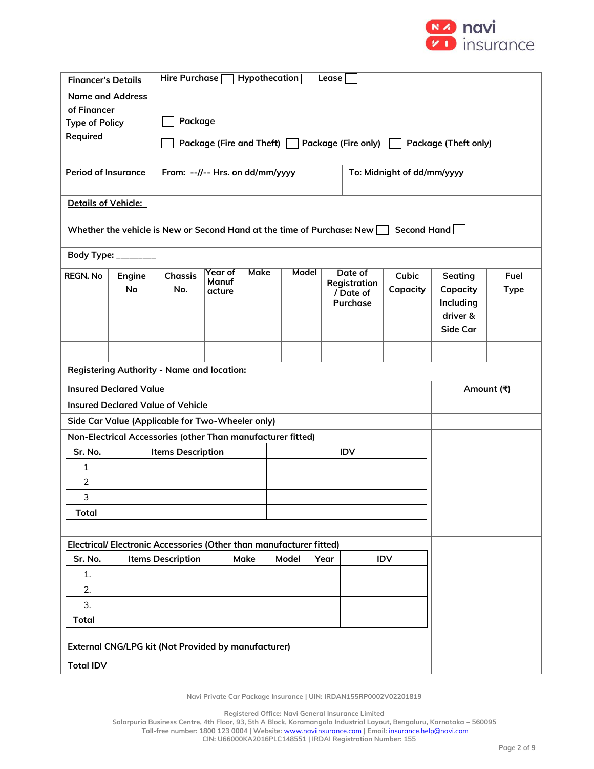| Financer's Details | Hire Purchase ☐ Hypothecation ☐ Lease ☐ |
|---|---|
| Name and Address of Financer | |
| Type of Policy Required | ☐ Package<br>☐ Package (Fire and Theft) ☐ Package (Fire only) ☐ Package (Theft only) |
| Period of Insurance | From: --//-- Hrs. on dd/mm/yyyy \| To: Midnight of dd/mm/yyyy |

**Details of Vehicle:**

Whether the vehicle is New or Second Hand at the time of Purchase: New ☐ Second Hand ☐

Body Type: ________

| REGN. No | Engine No | Chassis No. | Year of Manufacture | Make | Model | Date of Registration / Date of Purchase | Cubic Capacity | Seating Capacity Including driver & Side Car | Fuel Type |
|---|---|---|---|---|---|---|---|---|---|
| | | | | | | | | | |

Registering Authority - Name and location:

| Insured Declared Value | Amount (₹) |
|---|---|
| Insured Declared Value of Vehicle | |
| Side Car Value (Applicable for Two-Wheeler only) | |
| Non-Electrical Accessories (other Than manufacturer fitted) | |

| Sr. No. | Items Description | IDV |
|---|---|---|
| 1 | | |
| 2 | | |
| 3 | | |
| Total | | |

Electrical/ Electronic Accessories (Other than manufacturer fitted)

| Sr. No. | Items Description | Make | Model | Year | IDV |
|---|---|---|---|---|---|
| 1. | | | | | |
| 2. | | | | | |
| 3. | | | | | |
| Total | | | | | |

| | Amount (₹) |
|---|---|
| External CNG/LPG kit (Not Provided by manufacturer) | |
| Total IDV | |

Navi Private Car Package Insurance | UIN: IRDAN155RP0002V02201819

Registered Office: Navi General Insurance Limited
Salarpuria Business Centre, 4th Floor, 93, 5th A Block, Koramangala Industrial Layout, Bengaluru, Karnataka – 560095
Toll-free number: 1800 123 0004 | Website: www.naviinsurance.com | Email: insurance.help@navi.com
CIN: U66000KA2016PLC148551 | IRDAI Registration Number: 155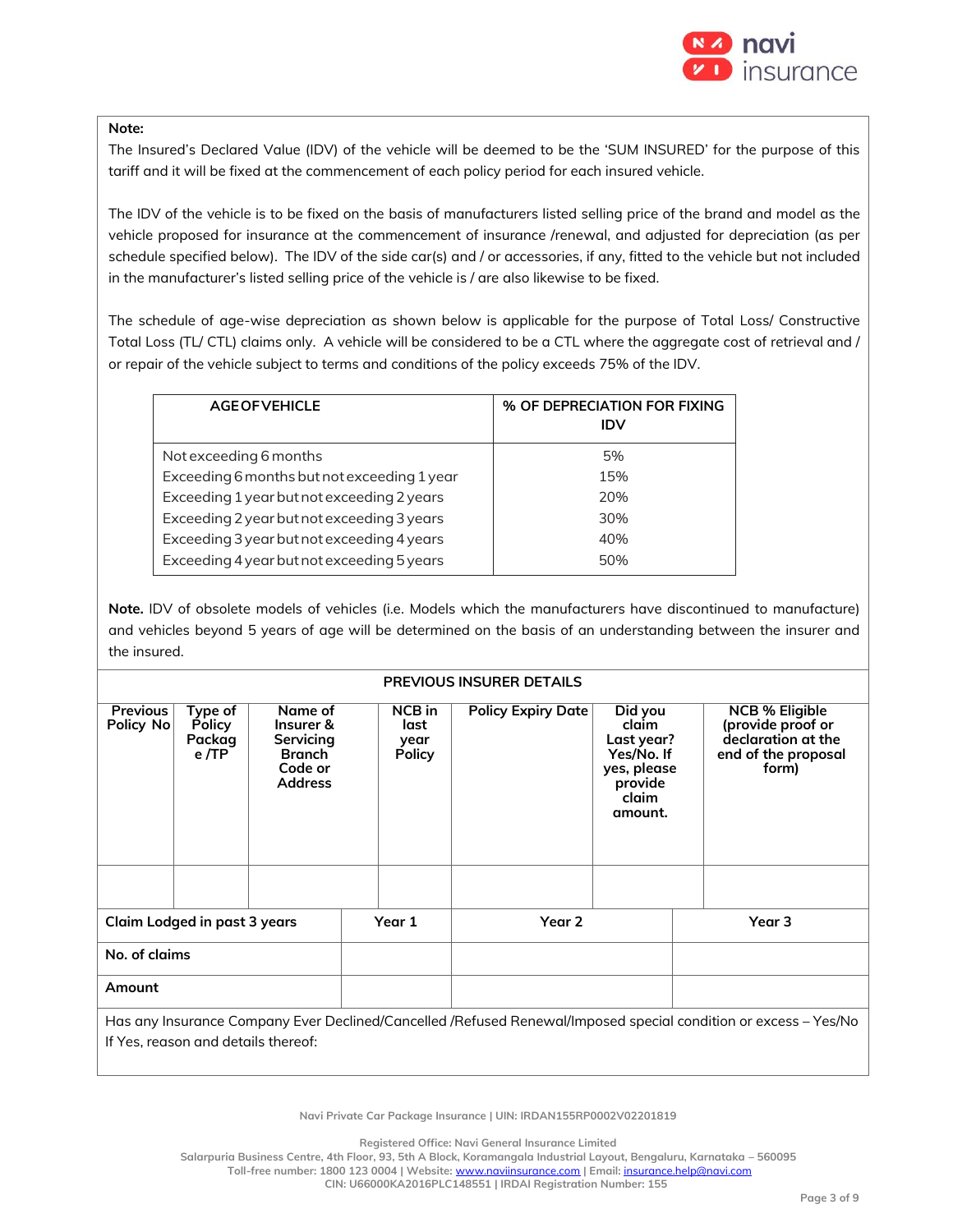**Note:**

The Insured's Declared Value (IDV) of the vehicle will be deemed to be the 'SUM INSURED' for the purpose of this tariff and it will be fixed at the commencement of each policy period for each insured vehicle.

The IDV of the vehicle is to be fixed on the basis of manufacturers listed selling price of the brand and model as the vehicle proposed for insurance at the commencement of insurance /renewal, and adjusted for depreciation (as per schedule specified below). The IDV of the side car(s) and / or accessories, if any, fitted to the vehicle but not included in the manufacturer's listed selling price of the vehicle is / are also likewise to be fixed.

The schedule of age-wise depreciation as shown below is applicable for the purpose of Total Loss/ Constructive Total Loss (TL/ CTL) claims only. A vehicle will be considered to be a CTL where the aggregate cost of retrieval and / or repair of the vehicle subject to terms and conditions of the policy exceeds 75% of the IDV.

| AGE OF VEHICLE | % OF DEPRECIATION FOR FIXING IDV |
|---|---|
| Not exceeding 6 months | 5% |
| Exceeding 6 months but not exceeding 1 year | 15% |
| Exceeding 1 year but not exceeding 2 years | 20% |
| Exceeding 2 year but not exceeding 3 years | 30% |
| Exceeding 3 year but not exceeding 4 years | 40% |
| Exceeding 4 year but not exceeding 5 years | 50% |

**Note.** IDV of obsolete models of vehicles (i.e. Models which the manufacturers have discontinued to manufacture) and vehicles beyond 5 years of age will be determined on the basis of an understanding between the insurer and the insured.

**PREVIOUS INSURER DETAILS**

| Previous Policy No | Type of Policy Package /TP | Name of Insurer & Servicing Branch Code or Address | NCB in last year Policy | Policy Expiry Date | Did you claim Last year? Yes/No. If yes, please provide claim amount. | NCB % Eligible (provide proof or declaration at the end of the proposal form) |
|---|---|---|---|---|---|---|
| | | | | | | |

| Claim Lodged in past 3 years | Year 1 | Year 2 | Year 3 |
|---|---|---|---|
| No. of claims | | | |
| Amount | | | |

Has any Insurance Company Ever Declined/Cancelled /Refused Renewal/Imposed special condition or excess – Yes/No
If Yes, reason and details thereof: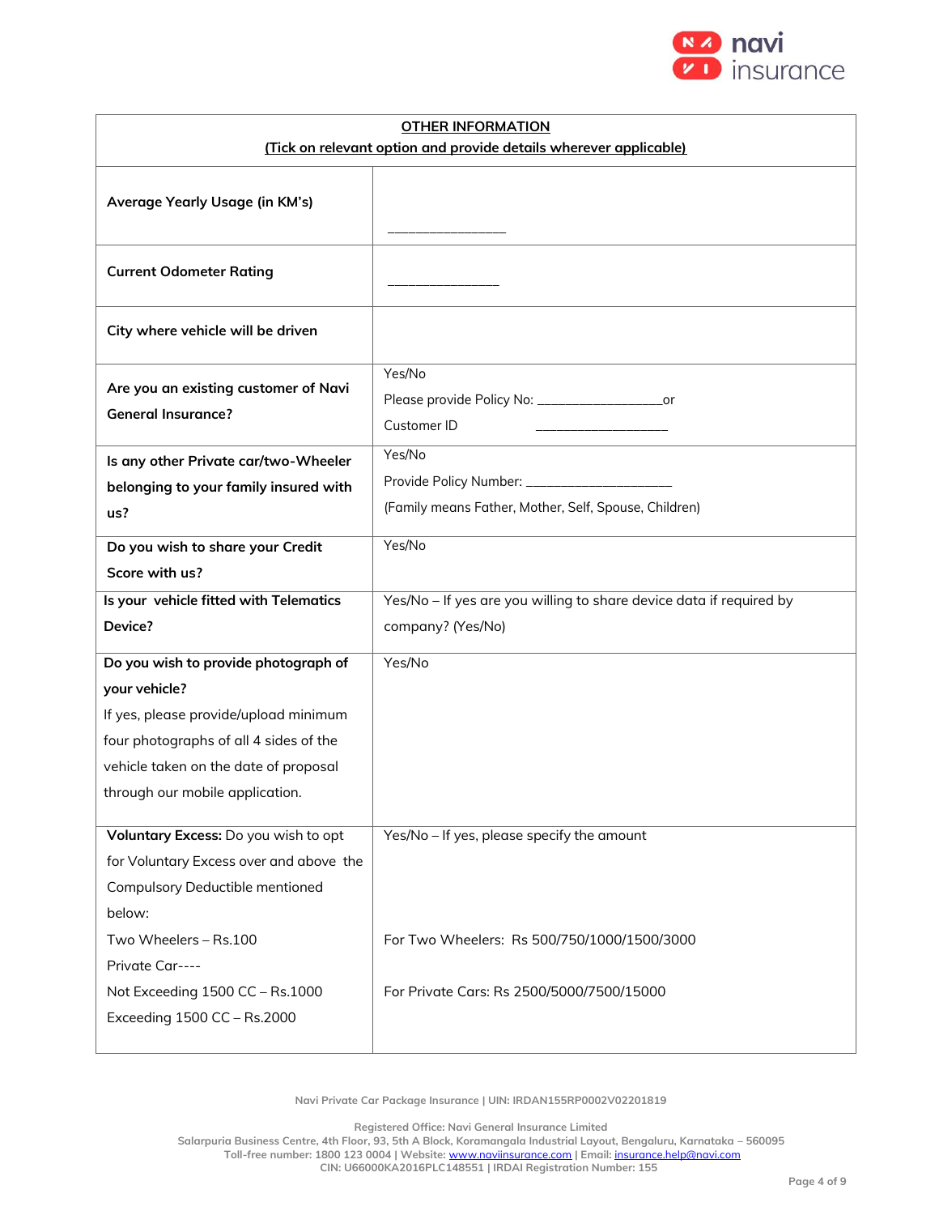| **OTHER INFORMATION** <br> **(Tick on relevant option and provide details wherever applicable)** | |
|---|---|
| **Average Yearly Usage (in KM's)** | ________________ |
| **Current Odometer Rating** | _______________ |
| **City where vehicle will be driven** | |
| **Are you an existing customer of Navi General Insurance?** | Yes/No <br> Please provide Policy No: __________________or <br> Customer ID ___________________ |
| **Is any other Private car/two-Wheeler belonging to your family insured with us?** | Yes/No <br> Provide Policy Number: _____________________ <br> (Family means Father, Mother, Self, Spouse, Children) |
| **Do you wish to share your Credit Score with us?** | Yes/No |
| **Is your vehicle fitted with Telematics Device?** | Yes/No – If yes are you willing to share device data if required by company? (Yes/No) |
| **Do you wish to provide photograph of your vehicle?** <br> If yes, please provide/upload minimum four photographs of all 4 sides of the vehicle taken on the date of proposal through our mobile application. | Yes/No |
| **Voluntary Excess:** Do you wish to opt for Voluntary Excess over and above the Compulsory Deductible mentioned below: <br> Two Wheelers – Rs.100 <br> Private Car---- <br> Not Exceeding 1500 CC – Rs.1000 <br> Exceeding 1500 CC – Rs.2000 | Yes/No – If yes, please specify the amount <br> For Two Wheelers: Rs 500/750/1000/1500/3000 <br> For Private Cars: Rs 2500/5000/7500/15000 |

Navi Private Car Package Insurance | UIN: IRDAN155RP0002V02201819

Registered Office: Navi General Insurance Limited
Salarpuria Business Centre, 4th Floor, 93, 5th A Block, Koramangala Industrial Layout, Bengaluru, Karnataka – 560095
Toll-free number: 1800 123 0004 | Website: www.naviinsurance.com | Email: insurance.help@navi.com
CIN: U66000KA2016PLC148551 | IRDAI Registration Number: 155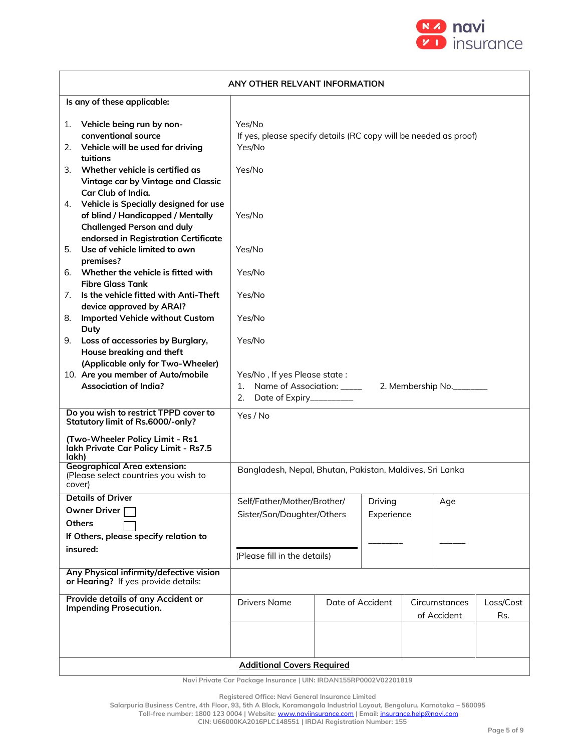## ANY OTHER RELVANT INFORMATION

**Is any of these applicable:**

| Question | Response |
|---|---|
| 1. **Vehicle being run by non-conventional source** | Yes/No<br>If yes, please specify details (RC copy will be needed as proof) |
| 2. **Vehicle will be used for driving tuitions** | Yes/No |
| 3. **Whether vehicle is certified as Vintage car by Vintage and Classic Car Club of India.** | Yes/No |
| 4. **Vehicle is Specially designed for use of blind / Handicapped / Mentally Challenged Person and duly endorsed in Registration Certificate** | Yes/No |
| 5. **Use of vehicle limited to own premises?** | Yes/No |
| 6. **Whether the vehicle is fitted with Fibre Glass Tank** | Yes/No |
| 7. **Is the vehicle fitted with Anti-Theft device approved by ARAI?** | Yes/No |
| 8. **Imported Vehicle without Custom Duty** | Yes/No |
| 9. **Loss of accessories by Burglary, House breaking and theft (Applicable only for Two-Wheeler)** | Yes/No |
| 10. **Are you member of Auto/mobile Association of India?** | Yes/No , If yes Please state :<br>1. Name of Association: _____ 2. Membership No.________<br>2. Date of Expiry__________ |

| | |
|---|---|
| **Do you wish to restrict TPPD cover to Statutory limit of Rs.6000/-only?**<br><br>**(Two-Wheeler Policy Limit - Rs1 lakh Private Car Policy Limit - Rs7.5 lakh)** | Yes / No |
| **Geographical Area extension:**<br>(Please select countries you wish to cover) | Bangladesh, Nepal, Bhutan, Pakistan, Maldives, Sri Lanka |

| Details of Driver | Relation | Driving Experience | Age |
|---|---|---|---|
| **Owner Driver** ☐<br>**Others** ☐<br>**If Others, please specify relation to insured:** | Self/Father/Mother/Brother/ Sister/Son/Daughter/Others<br><br>(Please fill in the details) | ________ | ______ |

| | |
|---|---|
| **Any Physical infirmity/defective vision or Hearing?** If yes provide details: | |

| Provide details of any Accident or Impending Prosecution. | Drivers Name | Date of Accident | Circumstances of Accident | Loss/Cost Rs. |
|---|---|---|---|---|
| | | | | |

**<u>Additional Covers Required</u>**

Navi Private Car Package Insurance | UIN: IRDAN155RP0002V02201819

Registered Office: Navi General Insurance Limited
Salarpuria Business Centre, 4th Floor, 93, 5th A Block, Koramangala Industrial Layout, Bengaluru, Karnataka – 560095
Toll-free number: 1800 123 0004 | Website: www.naviinsurance.com | Email: insurance.help@navi.com
CIN: U66000KA2016PLC148551 | IRDAI Registration Number: 155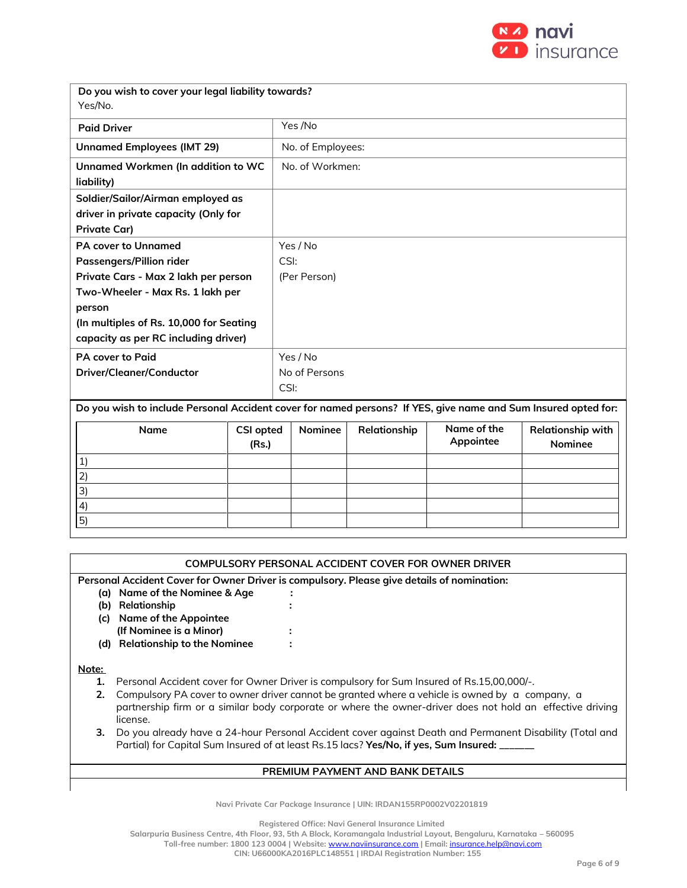| Do you wish to cover your legal liability towards? Yes/No. | |
|---|---|
| **Paid Driver** | Yes /No |
| **Unnamed Employees (IMT 29)** | No. of Employees: |
| **Unnamed Workmen (In addition to WC liability)** | No. of Workmen: |
| **Soldier/Sailor/Airman employed as driver in private capacity (Only for Private Car)** | |
| **PA cover to Unnamed Passengers/Pillion rider Private Cars - Max 2 lakh per person Two-Wheeler - Max Rs. 1 lakh per person (In multiples of Rs. 10,000 for Seating capacity as per RC including driver)** | Yes / No CSI: (Per Person) |
| **PA cover to Paid Driver/Cleaner/Conductor** | Yes / No No of Persons CSI: |

**Do you wish to include Personal Accident cover for named persons? If YES, give name and Sum Insured opted for:**

| Name | CSI opted (Rs.) | Nominee | Relationship | Name of the Appointee | Relationship with Nominee |
|---|---|---|---|---|---|
| 1) | | | | | |
| 2) | | | | | |
| 3) | | | | | |
| 4) | | | | | |
| 5) | | | | | |

## COMPULSORY PERSONAL ACCIDENT COVER FOR OWNER DRIVER

**Personal Accident Cover for Owner Driver is compulsory. Please give details of nomination:**

- **(a) Name of the Nominee & Age** :
- **(b) Relationship** :
- **(c) Name of the Appointee (If Nominee is a Minor)** :
- **(d) Relationship to the Nominee** :

**Note:**

1. Personal Accident cover for Owner Driver is compulsory for Sum Insured of Rs.15,00,000/-.
2. Compulsory PA cover to owner driver cannot be granted where a vehicle is owned by a company, a partnership firm or a similar body corporate or where the owner-driver does not hold an effective driving license.
3. Do you already have a 24-hour Personal Accident cover against Death and Permanent Disability (Total and Partial) for Capital Sum Insured of at least Rs.15 lacs? **Yes/No, if yes, Sum Insured: ______**

## PREMIUM PAYMENT AND BANK DETAILS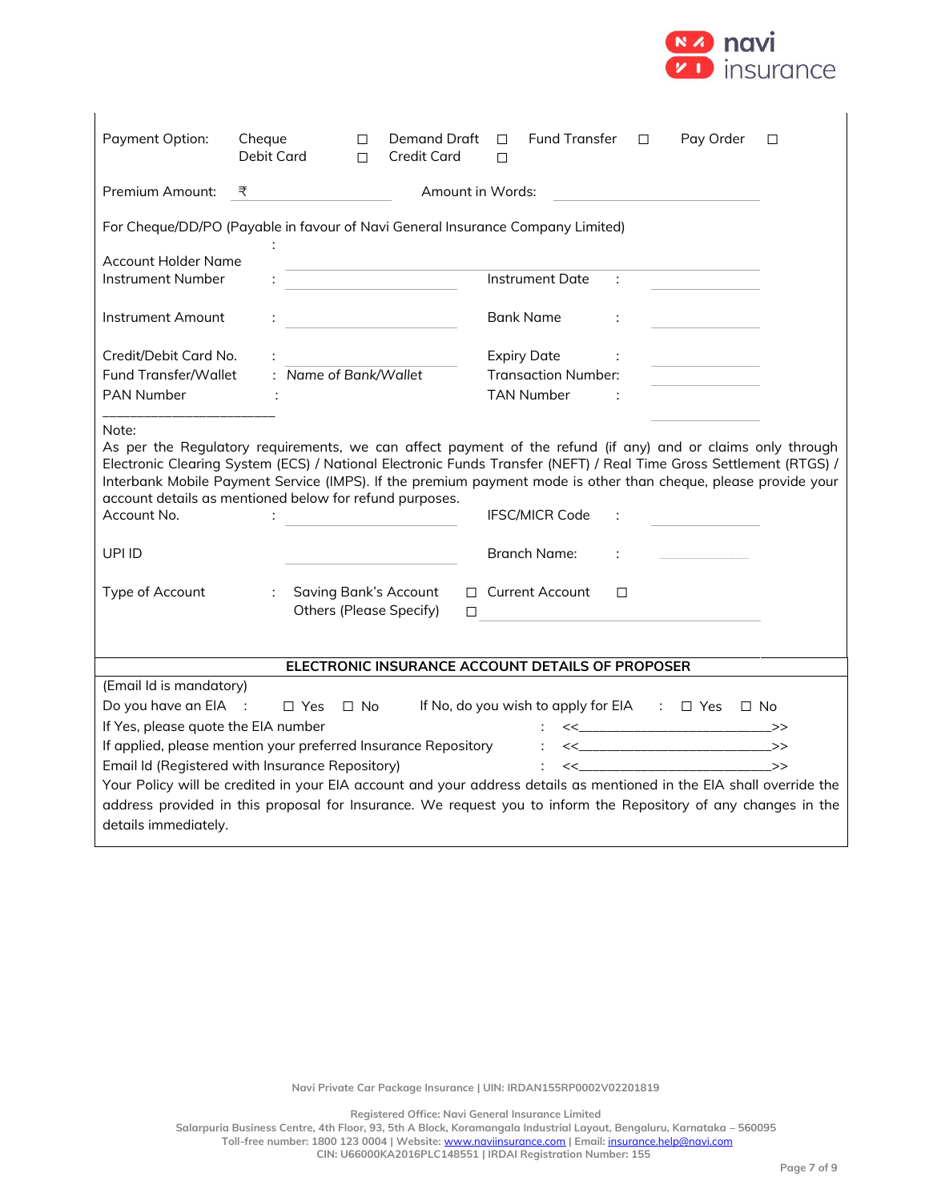Payment Option: Cheque ☐ Demand Draft ☐ Fund Transfer ☐ Pay Order ☐
Debit Card ☐ Credit Card ☐

Premium Amount: ₹ ____________ Amount in Words: ____________

For Cheque/DD/PO (Payable in favour of Navi General Insurance Company Limited)

Account Holder Name : ____________

Instrument Number : ____________ Instrument Date : ____________

Instrument Amount : ____________ Bank Name : ____________

Credit/Debit Card No. : ____________ Expiry Date : ____________

Fund Transfer/Wallet : *Name of Bank/Wallet* Transaction Number: ____________

PAN Number : ____________ TAN Number : ____________

Note:
As per the Regulatory requirements, we can affect payment of the refund (if any) and or claims only through Electronic Clearing System (ECS) / National Electronic Funds Transfer (NEFT) / Real Time Gross Settlement (RTGS) / Interbank Mobile Payment Service (IMPS). If the premium payment mode is other than cheque, please provide your account details as mentioned below for refund purposes.

Account No. : ____________ IFSC/MICR Code : ____________

UPI ID ____________ Branch Name: : ____________

Type of Account : Saving Bank's Account ☐ Current Account ☐
Others (Please Specify) ☐ ____________

**ELECTRONIC INSURANCE ACCOUNT DETAILS OF PROPOSER**

(Email Id is mandatory)

Do you have an EIA : ☐ Yes ☐ No If No, do you wish to apply for EIA : ☐ Yes ☐ No

If Yes, please quote the EIA number : <<____________________________>>

If applied, please mention your preferred Insurance Repository : <<____________________________>>

Email Id (Registered with Insurance Repository) : <<____________________________>>

Your Policy will be credited in your EIA account and your address details as mentioned in the EIA shall override the address provided in this proposal for Insurance. We request you to inform the Repository of any changes in the details immediately.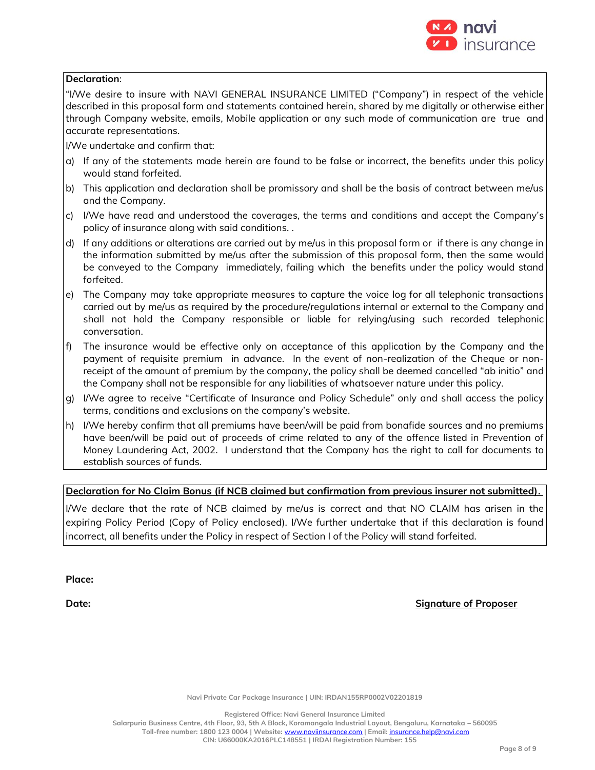**Declaration**:

"I/We desire to insure with NAVI GENERAL INSURANCE LIMITED ("Company") in respect of the vehicle described in this proposal form and statements contained herein, shared by me digitally or otherwise either through Company website, emails, Mobile application or any such mode of communication are true and accurate representations.

I/We undertake and confirm that:

a) If any of the statements made herein are found to be false or incorrect, the benefits under this policy would stand forfeited.

b) This application and declaration shall be promissory and shall be the basis of contract between me/us and the Company.

c) I/We have read and understood the coverages, the terms and conditions and accept the Company's policy of insurance along with said conditions. .

d) If any additions or alterations are carried out by me/us in this proposal form or if there is any change in the information submitted by me/us after the submission of this proposal form, then the same would be conveyed to the Company immediately, failing which the benefits under the policy would stand forfeited.

e) The Company may take appropriate measures to capture the voice log for all telephonic transactions carried out by me/us as required by the procedure/regulations internal or external to the Company and shall not hold the Company responsible or liable for relying/using such recorded telephonic conversation.

f) The insurance would be effective only on acceptance of this application by the Company and the payment of requisite premium in advance. In the event of non-realization of the Cheque or non-receipt of the amount of premium by the company, the policy shall be deemed cancelled "ab initio" and the Company shall not be responsible for any liabilities of whatsoever nature under this policy.

g) I/We agree to receive "Certificate of Insurance and Policy Schedule" only and shall access the policy terms, conditions and exclusions on the company's website.

h) I/We hereby confirm that all premiums have been/will be paid from bonafide sources and no premiums have been/will be paid out of proceeds of crime related to any of the offence listed in Prevention of Money Laundering Act, 2002. I understand that the Company has the right to call for documents to establish sources of funds.

**Declaration for No Claim Bonus (if NCB claimed but confirmation from previous insurer not submitted).**

I/We declare that the rate of NCB claimed by me/us is correct and that NO CLAIM has arisen in the expiring Policy Period (Copy of Policy enclosed). I/We further undertake that if this declaration is found incorrect, all benefits under the Policy in respect of Section I of the Policy will stand forfeited.

**Place:**

**Date:** **Signature of Proposer**

Navi Private Car Package Insurance | UIN: IRDAN155RP0002V02201819

Registered Office: Navi General Insurance Limited
Salarpuria Business Centre, 4th Floor, 93, 5th A Block, Koramangala Industrial Layout, Bengaluru, Karnataka – 560095
Toll-free number: 1800 123 0004 | Website: www.naviinsurance.com | Email: insurance.help@navi.com
CIN: U66000KA2016PLC148551 | IRDAI Registration Number: 155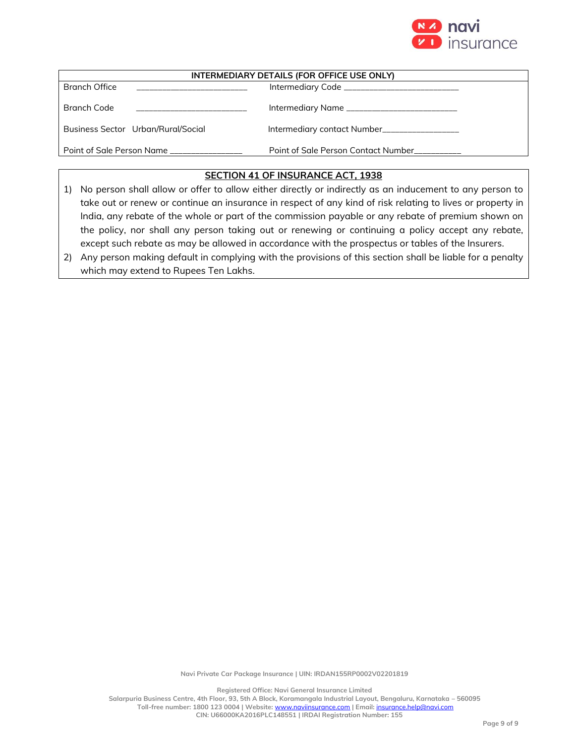| INTERMEDIARY DETAILS (FOR OFFICE USE ONLY) | |
| --- | --- |
| Branch Office ________________________ | Intermediary Code ________________________ |
| Branch Code ________________________ | Intermediary Name ________________________ |
| Business Sector Urban/Rural/Social | Intermediary contact Number________________ |
| Point of Sale Person Name _______________ | Point of Sale Person Contact Number__________ |

## SECTION 41 OF INSURANCE ACT, 1938

1) No person shall allow or offer to allow either directly or indirectly as an inducement to any person to take out or renew or continue an insurance in respect of any kind of risk relating to lives or property in India, any rebate of the whole or part of the commission payable or any rebate of premium shown on the policy, nor shall any person taking out or renewing or continuing a policy accept any rebate, except such rebate as may be allowed in accordance with the prospectus or tables of the Insurers.
2) Any person making default in complying with the provisions of this section shall be liable for a penalty which may extend to Rupees Ten Lakhs.